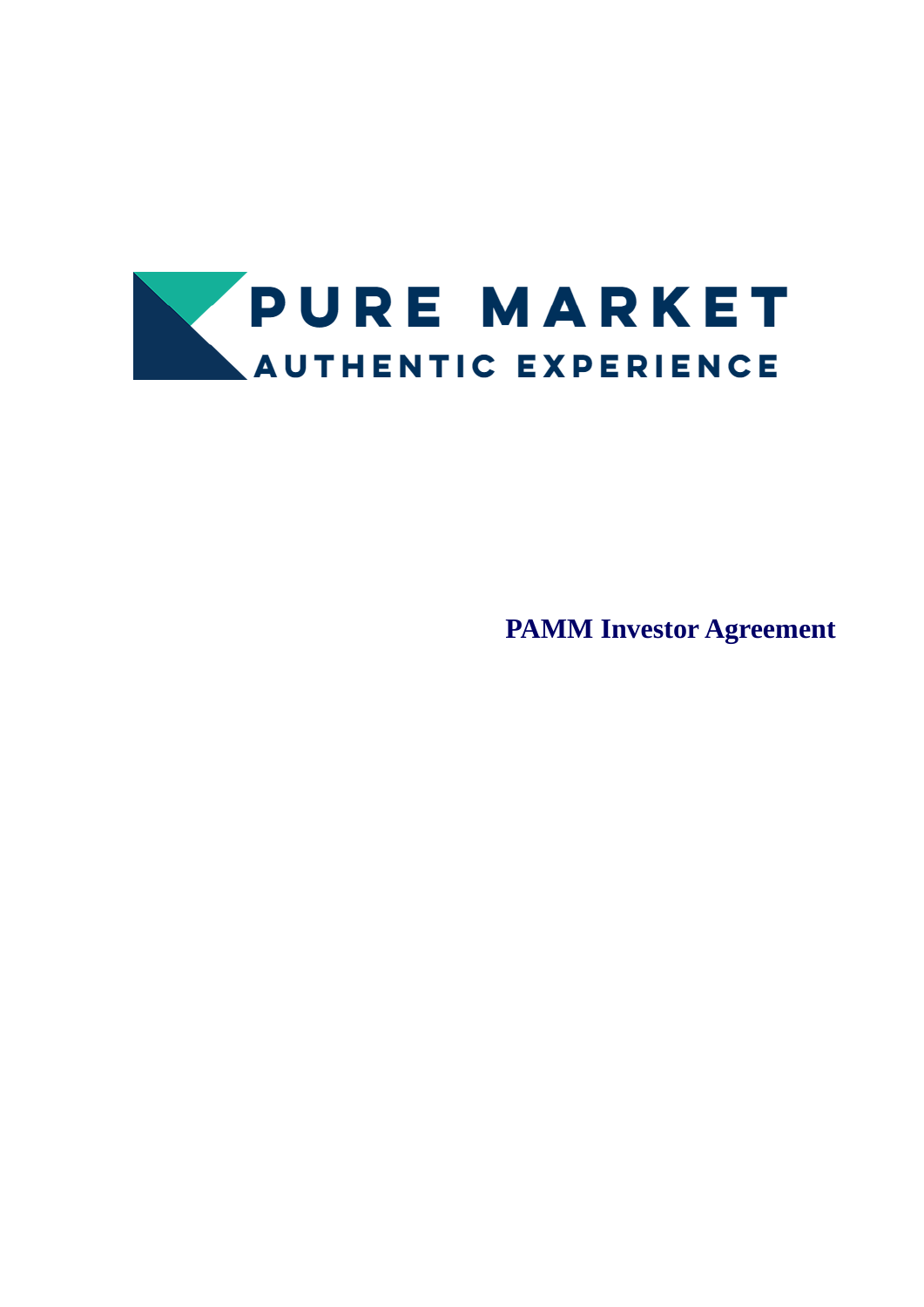PURE MARKET

AUTHENTIC EXPERIENCE

# PAMM Investor Agreement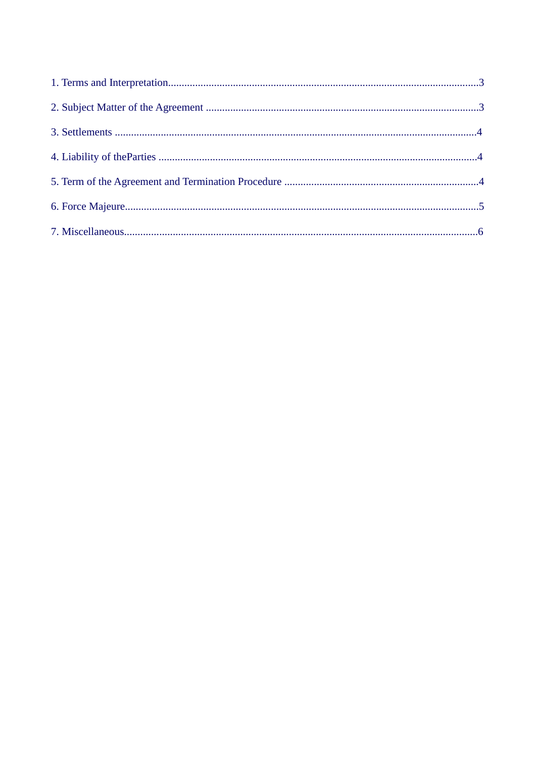1. Terms and Interpretation....................................................................................................................3

2. Subject Matter of the Agreement .....................................................................................................3

3. Settlements ......................................................................................................................................4

4. Liability of theParties .....................................................................................................................4

5. Term of the Agreement and Termination Procedure ........................................................................4

6. Force Majeure...................................................................................................................................5

7. Miscellaneous...................................................................................................................................6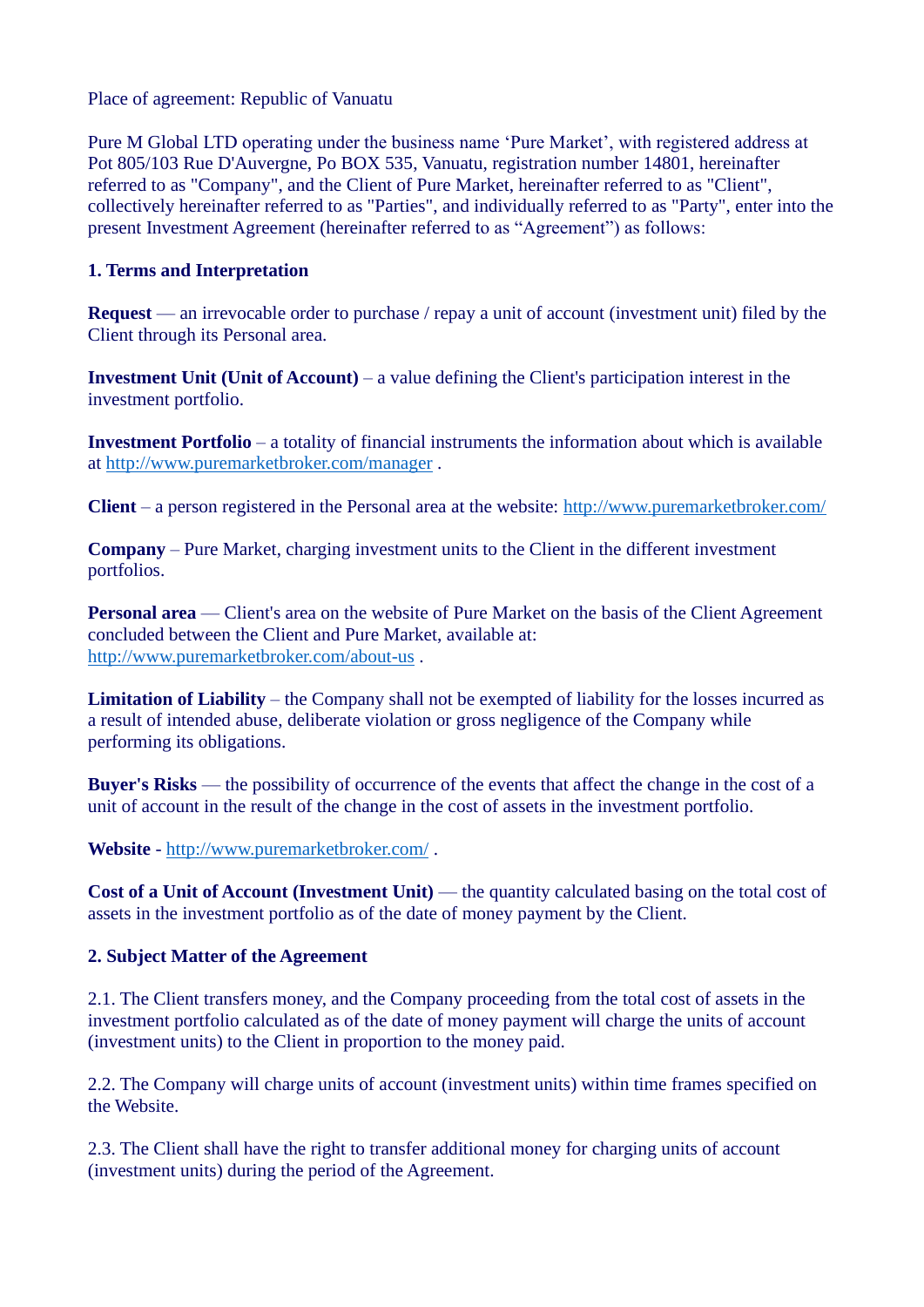Place of agreement: Republic of Vanuatu

Pure M Global LTD operating under the business name ‘Pure Market’, with registered address at Pot 805/103 Rue D'Auvergne, Po BOX 535, Vanuatu, registration number 14801, hereinafter referred to as "Company", and the Client of Pure Market, hereinafter referred to as "Client", collectively hereinafter referred to as "Parties", and individually referred to as "Party", enter into the present Investment Agreement (hereinafter referred to as “Agreement”) as follows:

**1. Terms and Interpretation**

**Request** — an irrevocable order to purchase / repay a unit of account (investment unit) filed by the Client through its Personal area.

**Investment Unit (Unit of Account)** – a value defining the Client's participation interest in the investment portfolio.

**Investment Portfolio** – a totality of financial instruments the information about which is available at http://www.puremarketbroker.com/manager .

**Client** – a person registered in the Personal area at the website: http://www.puremarketbroker.com/

**Company** – Pure Market, charging investment units to the Client in the different investment portfolios.

**Personal area** — Client's area on the website of Pure Market on the basis of the Client Agreement concluded between the Client and Pure Market, available at: http://www.puremarketbroker.com/about-us .

**Limitation of Liability** – the Company shall not be exempted of liability for the losses incurred as a result of intended abuse, deliberate violation or gross negligence of the Company while performing its obligations.

**Buyer's Risks** — the possibility of occurrence of the events that affect the change in the cost of a unit of account in the result of the change in the cost of assets in the investment portfolio.

**Website** - http://www.puremarketbroker.com/ .

**Cost of a Unit of Account (Investment Unit)** — the quantity calculated basing on the total cost of assets in the investment portfolio as of the date of money payment by the Client.

**2. Subject Matter of the Agreement**

2.1. The Client transfers money, and the Company proceeding from the total cost of assets in the investment portfolio calculated as of the date of money payment will charge the units of account (investment units) to the Client in proportion to the money paid.

2.2. The Company will charge units of account (investment units) within time frames specified on the Website.

2.3. The Client shall have the right to transfer additional money for charging units of account (investment units) during the period of the Agreement.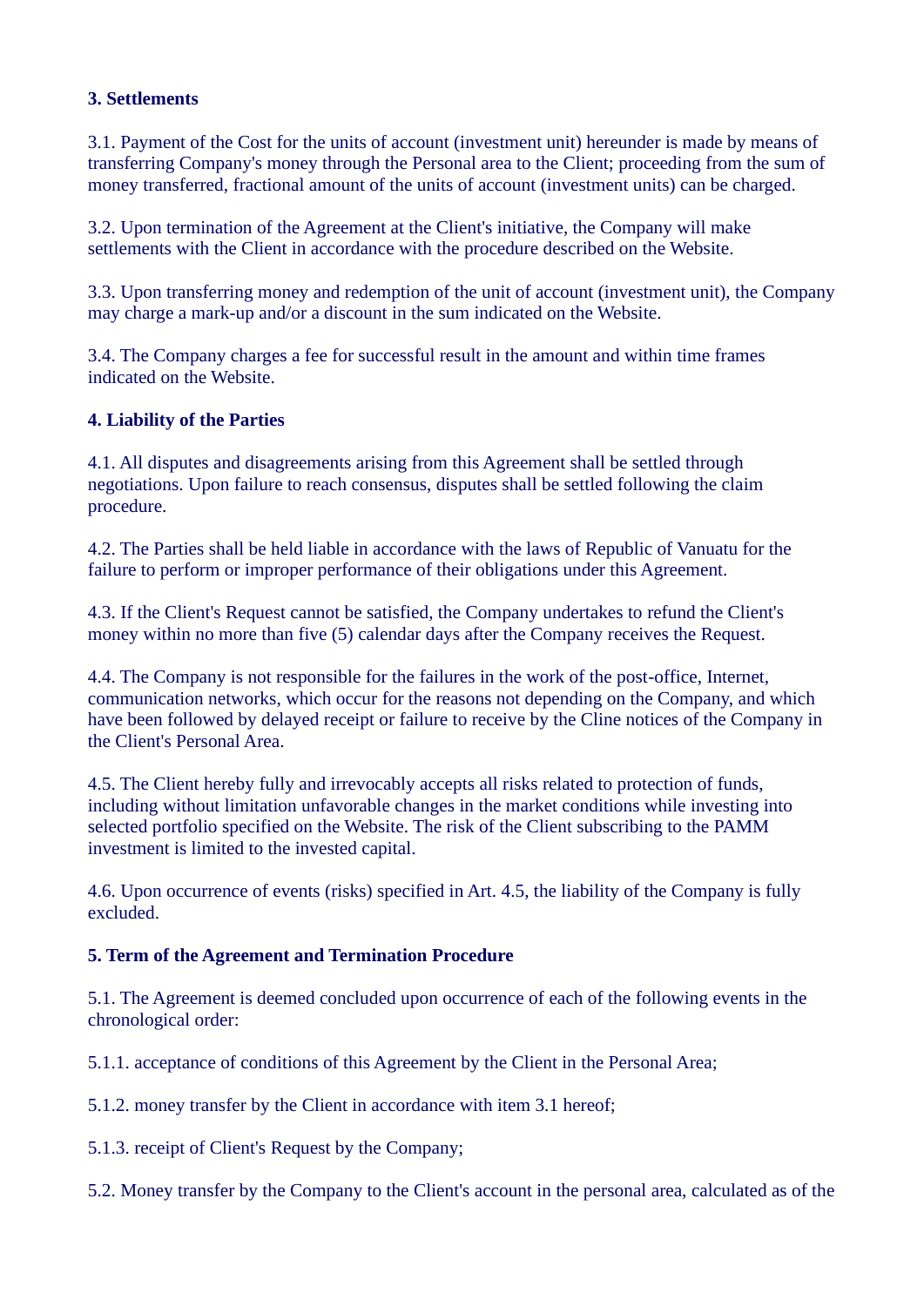**3. Settlements**

3.1. Payment of the Cost for the units of account (investment unit) hereunder is made by means of transferring Company's money through the Personal area to the Client; proceeding from the sum of money transferred, fractional amount of the units of account (investment units) can be charged.

3.2. Upon termination of the Agreement at the Client's initiative, the Company will make settlements with the Client in accordance with the procedure described on the Website.

3.3. Upon transferring money and redemption of the unit of account (investment unit), the Company may charge a mark-up and/or a discount in the sum indicated on the Website.

3.4. The Company charges a fee for successful result in the amount and within time frames indicated on the Website.

**4. Liability of the Parties**

4.1. All disputes and disagreements arising from this Agreement shall be settled through negotiations. Upon failure to reach consensus, disputes shall be settled following the claim procedure.

4.2. The Parties shall be held liable in accordance with the laws of Republic of Vanuatu for the failure to perform or improper performance of their obligations under this Agreement.

4.3. If the Client's Request cannot be satisfied, the Company undertakes to refund the Client's money within no more than five (5) calendar days after the Company receives the Request.

4.4. The Company is not responsible for the failures in the work of the post-office, Internet, communication networks, which occur for the reasons not depending on the Company, and which have been followed by delayed receipt or failure to receive by the Cline notices of the Company in the Client's Personal Area.

4.5. The Client hereby fully and irrevocably accepts all risks related to protection of funds, including without limitation unfavorable changes in the market conditions while investing into selected portfolio specified on the Website. The risk of the Client subscribing to the PAMM investment is limited to the invested capital.

4.6. Upon occurrence of events (risks) specified in Art. 4.5, the liability of the Company is fully excluded.

**5. Term of the Agreement and Termination Procedure**

5.1. The Agreement is deemed concluded upon occurrence of each of the following events in the chronological order:

5.1.1. acceptance of conditions of this Agreement by the Client in the Personal Area;

5.1.2. money transfer by the Client in accordance with item 3.1 hereof;

5.1.3. receipt of Client's Request by the Company;

5.2. Money transfer by the Company to the Client's account in the personal area, calculated as of the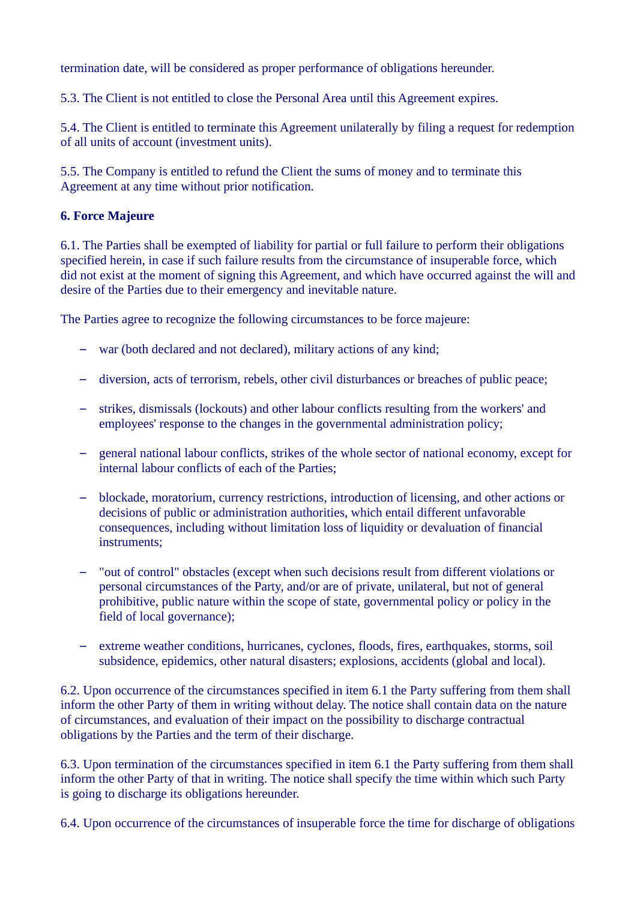termination date, will be considered as proper performance of obligations hereunder.

5.3. The Client is not entitled to close the Personal Area until this Agreement expires.

5.4. The Client is entitled to terminate this Agreement unilaterally by filing a request for redemption of all units of account (investment units).

5.5. The Company is entitled to refund the Client the sums of money and to terminate this Agreement at any time without prior notification.

**6. Force Majeure**

6.1. The Parties shall be exempted of liability for partial or full failure to perform their obligations specified herein, in case if such failure results from the circumstance of insuperable force, which did not exist at the moment of signing this Agreement, and which have occurred against the will and desire of the Parties due to their emergency and inevitable nature.

The Parties agree to recognize the following circumstances to be force majeure:

- war (both declared and not declared), military actions of any kind;
- diversion, acts of terrorism, rebels, other civil disturbances or breaches of public peace;
- strikes, dismissals (lockouts) and other labour conflicts resulting from the workers' and employees' response to the changes in the governmental administration policy;
- general national labour conflicts, strikes of the whole sector of national economy, except for internal labour conflicts of each of the Parties;
- blockade, moratorium, currency restrictions, introduction of licensing, and other actions or decisions of public or administration authorities, which entail different unfavorable consequences, including without limitation loss of liquidity or devaluation of financial instruments;
- "out of control" obstacles (except when such decisions result from different violations or personal circumstances of the Party, and/or are of private, unilateral, but not of general prohibitive, public nature within the scope of state, governmental policy or policy in the field of local governance);
- extreme weather conditions, hurricanes, cyclones, floods, fires, earthquakes, storms, soil subsidence, epidemics, other natural disasters; explosions, accidents (global and local).

6.2. Upon occurrence of the circumstances specified in item 6.1 the Party suffering from them shall inform the other Party of them in writing without delay. The notice shall contain data on the nature of circumstances, and evaluation of their impact on the possibility to discharge contractual obligations by the Parties and the term of their discharge.

6.3. Upon termination of the circumstances specified in item 6.1 the Party suffering from them shall inform the other Party of that in writing. The notice shall specify the time within which such Party is going to discharge its obligations hereunder.

6.4. Upon occurrence of the circumstances of insuperable force the time for discharge of obligations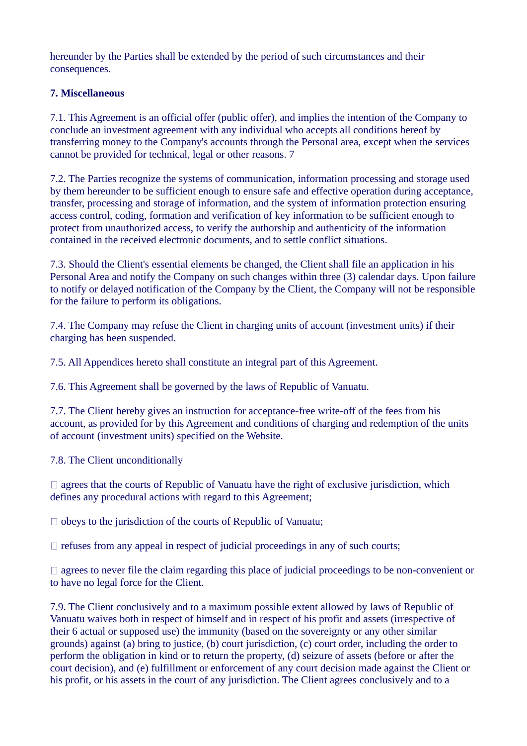hereunder by the Parties shall be extended by the period of such circumstances and their consequences.

**7. Miscellaneous**

7.1. This Agreement is an official offer (public offer), and implies the intention of the Company to conclude an investment agreement with any individual who accepts all conditions hereof by transferring money to the Company's accounts through the Personal area, except when the services cannot be provided for technical, legal or other reasons. 7

7.2. The Parties recognize the systems of communication, information processing and storage used by them hereunder to be sufficient enough to ensure safe and effective operation during acceptance, transfer, processing and storage of information, and the system of information protection ensuring access control, coding, formation and verification of key information to be sufficient enough to protect from unauthorized access, to verify the authorship and authenticity of the information contained in the received electronic documents, and to settle conflict situations.

7.3. Should the Client's essential elements be changed, the Client shall file an application in his Personal Area and notify the Company on such changes within three (3) calendar days. Upon failure to notify or delayed notification of the Company by the Client, the Company will not be responsible for the failure to perform its obligations.

7.4. The Company may refuse the Client in charging units of account (investment units) if their charging has been suspended.

7.5. All Appendices hereto shall constitute an integral part of this Agreement.

7.6. This Agreement shall be governed by the laws of Republic of Vanuatu.

7.7. The Client hereby gives an instruction for acceptance-free write-off of the fees from his account, as provided for by this Agreement and conditions of charging and redemption of the units of account (investment units) specified on the Website.

7.8. The Client unconditionally

- agrees that the courts of Republic of Vanuatu have the right of exclusive jurisdiction, which defines any procedural actions with regard to this Agreement;
- obeys to the jurisdiction of the courts of Republic of Vanuatu;
- refuses from any appeal in respect of judicial proceedings in any of such courts;
- agrees to never file the claim regarding this place of judicial proceedings to be non-convenient or to have no legal force for the Client.

7.9. The Client conclusively and to a maximum possible extent allowed by laws of Republic of Vanuatu waives both in respect of himself and in respect of his profit and assets (irrespective of their 6 actual or supposed use) the immunity (based on the sovereignty or any other similar grounds) against (a) bring to justice, (b) court jurisdiction, (c) court order, including the order to perform the obligation in kind or to return the property, (d) seizure of assets (before or after the court decision), and (e) fulfillment or enforcement of any court decision made against the Client or his profit, or his assets in the court of any jurisdiction. The Client agrees conclusively and to a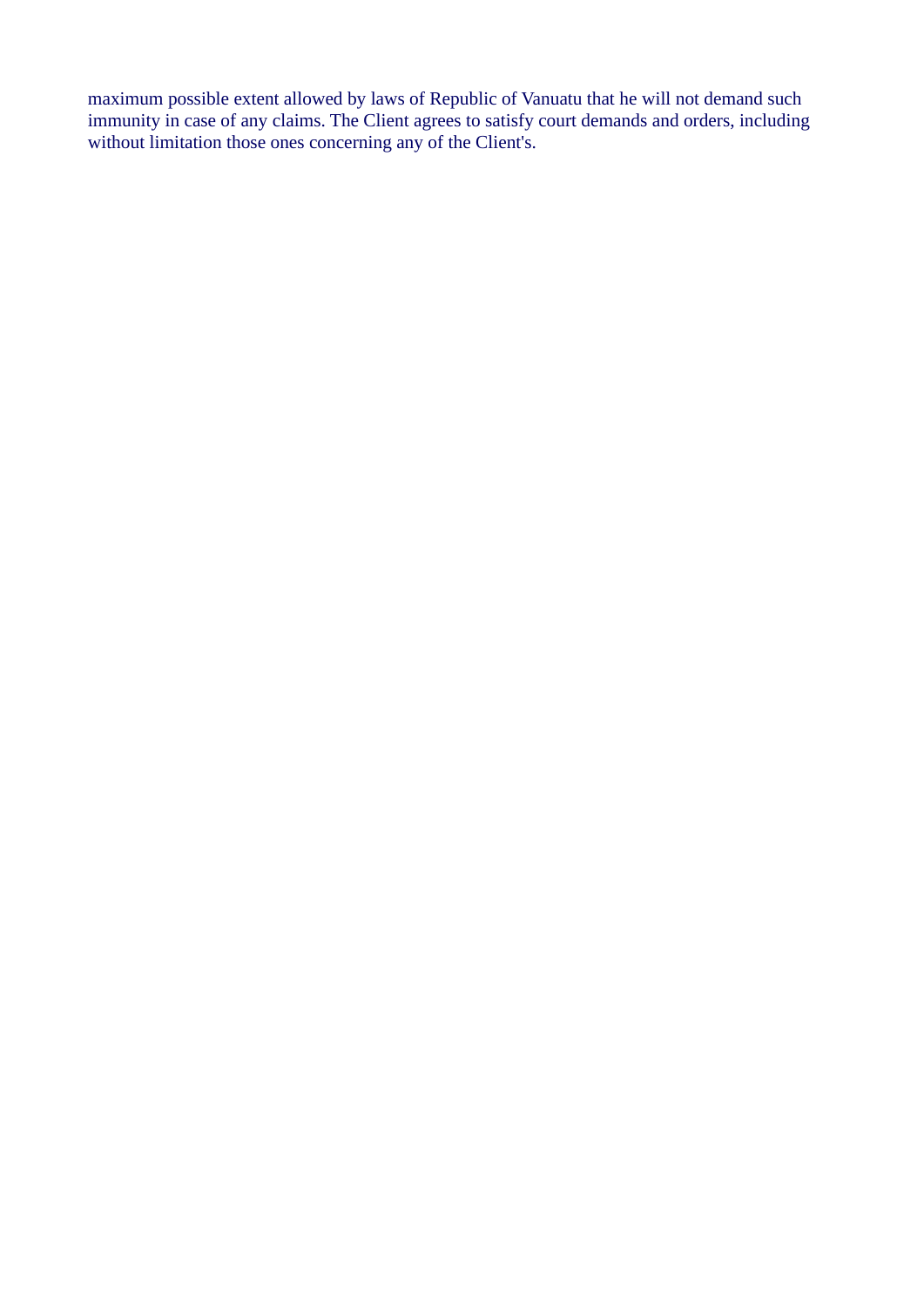maximum possible extent allowed by laws of Republic of Vanuatu that he will not demand such immunity in case of any claims. The Client agrees to satisfy court demands and orders, including without limitation those ones concerning any of the Client's.